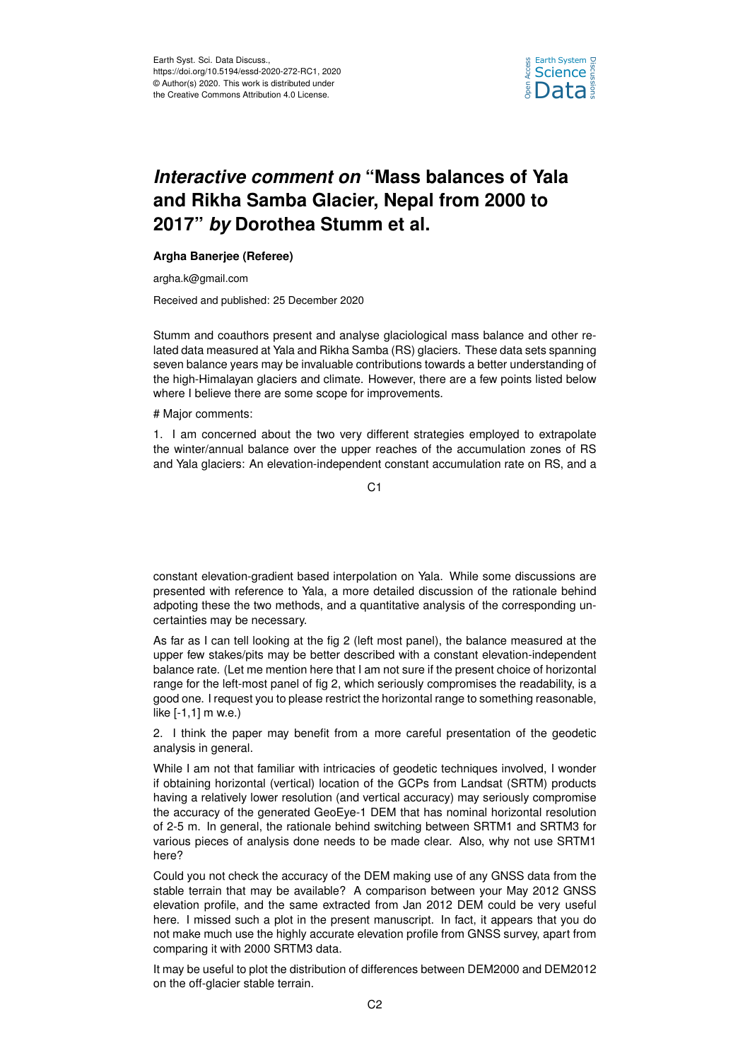# *Interactive comment on* "Mass balances of Yala and Rikha Samba Glacier, Nepal from 2000 to 2017" *by* Dorothea Stumm et al.

**Argha Banerjee (Referee)**

argha.k@gmail.com

Received and published: 25 December 2020

Stumm and coauthors present and analyse glaciological mass balance and other related data measured at Yala and Rikha Samba (RS) glaciers. These data sets spanning seven balance years may be invaluable contributions towards a better understanding of the high-Himalayan glaciers and climate. However, there are a few points listed below where I believe there are some scope for improvements.

# Major comments:

1. I am concerned about the two very different strategies employed to extrapolate the winter/annual balance over the upper reaches of the accumulation zones of RS and Yala glaciers: An elevation-independent constant accumulation rate on RS, and a constant elevation-gradient based interpolation on Yala. While some discussions are presented with reference to Yala, a more detailed discussion of the rationale behind adpoting these the two methods, and a quantitative analysis of the corresponding uncertainties may be necessary.

As far as I can tell looking at the fig 2 (left most panel), the balance measured at the upper few stakes/pits may be better described with a constant elevation-independent balance rate. (Let me mention here that I am not sure if the present choice of horizontal range for the left-most panel of fig 2, which seriously compromises the readability, is a good one. I request you to please restrict the horizontal range to something reasonable, like [-1,1] m w.e.)

2. I think the paper may benefit from a more careful presentation of the geodetic analysis in general.

While I am not that familiar with intricacies of geodetic techniques involved, I wonder if obtaining horizontal (vertical) location of the GCPs from Landsat (SRTM) products having a relatively lower resolution (and vertical accuracy) may seriously compromise the accuracy of the generated GeoEye-1 DEM that has nominal horizontal resolution of 2-5 m. In general, the rationale behind switching between SRTM1 and SRTM3 for various pieces of analysis done needs to be made clear. Also, why not use SRTM1 here?

Could you not check the accuracy of the DEM making use of any GNSS data from the stable terrain that may be available? A comparison between your May 2012 GNSS elevation profile, and the same extracted from Jan 2012 DEM could be very useful here. I missed such a plot in the present manuscript. In fact, it appears that you do not make much use the highly accurate elevation profile from GNSS survey, apart from comparing it with 2000 SRTM3 data.

It may be useful to plot the distribution of differences between DEM2000 and DEM2012 on the off-glacier stable terrain.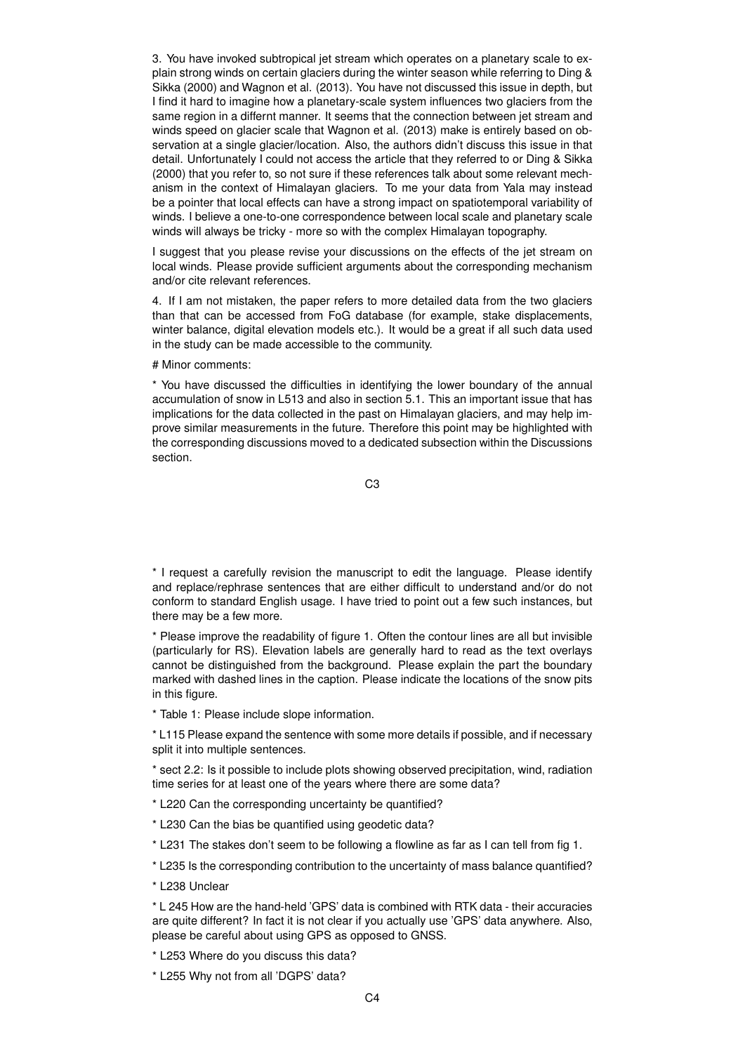3. You have invoked subtropical jet stream which operates on a planetary scale to explain strong winds on certain glaciers during the winter season while referring to Ding & Sikka (2000) and Wagnon et al. (2013). You have not discussed this issue in depth, but I find it hard to imagine how a planetary-scale system influences two glaciers from the same region in a differnt manner. It seems that the connection between jet stream and winds speed on glacier scale that Wagnon et al. (2013) make is entirely based on observation at a single glacier/location. Also, the authors didn't discuss this issue in that detail. Unfortunately I could not access the article that they referred to or Ding & Sikka (2000) that you refer to, so not sure if these references talk about some relevant mechanism in the context of Himalayan glaciers. To me your data from Yala may instead be a pointer that local effects can have a strong impact on spatiotemporal variability of winds. I believe a one-to-one correspondence between local scale and planetary scale winds will always be tricky - more so with the complex Himalayan topography.

I suggest that you please revise your discussions on the effects of the jet stream on local winds. Please provide sufficient arguments about the corresponding mechanism and/or cite relevant references.

4. If I am not mistaken, the paper refers to more detailed data from the two glaciers than that can be accessed from FoG database (for example, stake displacements, winter balance, digital elevation models etc.). It would be a great if all such data used in the study can be made accessible to the community.

# Minor comments:

* You have discussed the difficulties in identifying the lower boundary of the annual accumulation of snow in L513 and also in section 5.1. This an important issue that has implications for the data collected in the past on Himalayan glaciers, and may help improve similar measurements in the future. Therefore this point may be highlighted with the corresponding discussions moved to a dedicated subsection within the Discussions section.

* I request a carefully revision the manuscript to edit the language. Please identify and replace/rephrase sentences that are either difficult to understand and/or do not conform to standard English usage. I have tried to point out a few such instances, but there may be a few more.

* Please improve the readability of figure 1. Often the contour lines are all but invisible (particularly for RS). Elevation labels are generally hard to read as the text overlays cannot be distinguished from the background. Please explain the part the boundary marked with dashed lines in the caption. Please indicate the locations of the snow pits in this figure.

* Table 1: Please include slope information.

* L115 Please expand the sentence with some more details if possible, and if necessary split it into multiple sentences.

* sect 2.2: Is it possible to include plots showing observed precipitation, wind, radiation time series for at least one of the years where there are some data?

* L220 Can the corresponding uncertainty be quantified?

* L230 Can the bias be quantified using geodetic data?

* L231 The stakes don't seem to be following a flowline as far as I can tell from fig 1.

* L235 Is the corresponding contribution to the uncertainty of mass balance quantified?

* L238 Unclear

* L 245 How are the hand-held 'GPS' data is combined with RTK data - their accuracies are quite different? In fact it is not clear if you actually use 'GPS' data anywhere. Also, please be careful about using GPS as opposed to GNSS.

* L253 Where do you discuss this data?

* L255 Why not from all 'DGPS' data?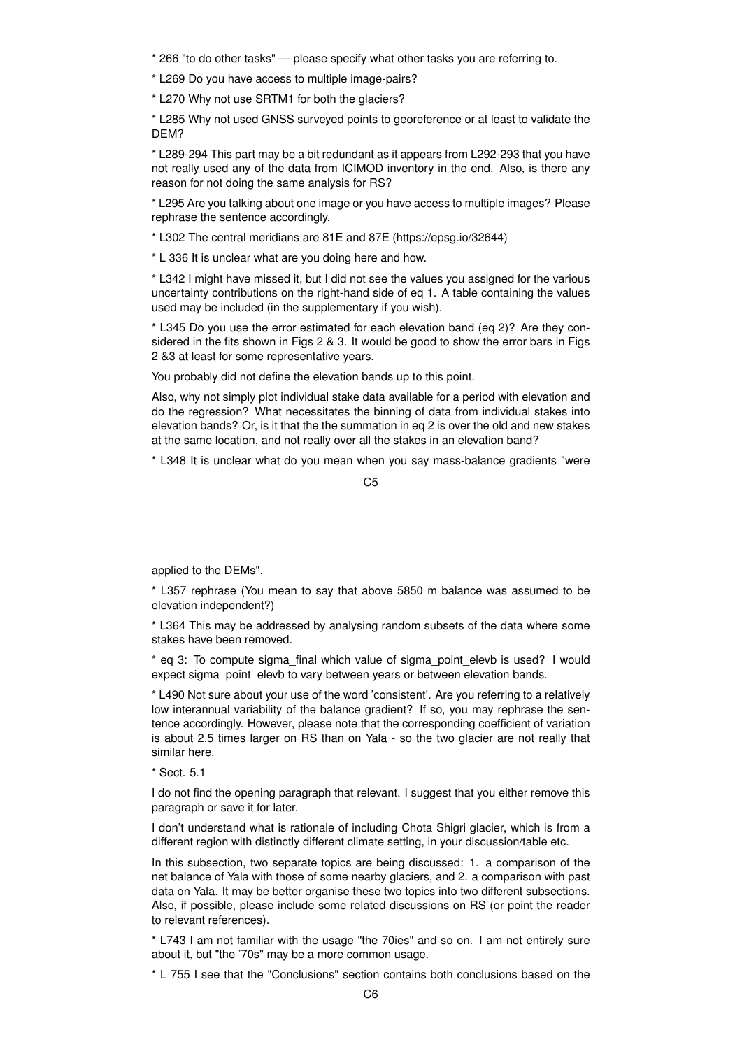* 266 "to do other tasks" — please specify what other tasks you are referring to.

* L269 Do you have access to multiple image-pairs?

* L270 Why not use SRTM1 for both the glaciers?

* L285 Why not used GNSS surveyed points to georeference or at least to validate the DEM?

* L289-294 This part may be a bit redundant as it appears from L292-293 that you have not really used any of the data from ICIMOD inventory in the end. Also, is there any reason for not doing the same analysis for RS?

* L295 Are you talking about one image or you have access to multiple images? Please rephrase the sentence accordingly.

* L302 The central meridians are 81E and 87E (https://epsg.io/32644)

* L 336 It is unclear what are you doing here and how.

* L342 I might have missed it, but I did not see the values you assigned for the various uncertainty contributions on the right-hand side of eq 1. A table containing the values used may be included (in the supplementary if you wish).

* L345 Do you use the error estimated for each elevation band (eq 2)? Are they considered in the fits shown in Figs 2 & 3. It would be good to show the error bars in Figs 2 &3 at least for some representative years.

You probably did not define the elevation bands up to this point.

Also, why not simply plot individual stake data available for a period with elevation and do the regression? What necessitates the binning of data from individual stakes into elevation bands? Or, is it that the the summation in eq 2 is over the old and new stakes at the same location, and not really over all the stakes in an elevation band?

* L348 It is unclear what do you mean when you say mass-balance gradients "were applied to the DEMs".

* L357 rephrase (You mean to say that above 5850 m balance was assumed to be elevation independent?)

* L364 This may be addressed by analysing random subsets of the data where some stakes have been removed.

* eq 3: To compute sigma_final which value of sigma_point_elevb is used? I would expect sigma_point_elevb to vary between years or between elevation bands.

* L490 Not sure about your use of the word 'consistent'. Are you referring to a relatively low interannual variability of the balance gradient? If so, you may rephrase the sentence accordingly. However, please note that the corresponding coefficient of variation is about 2.5 times larger on RS than on Yala - so the two glacier are not really that similar here.

* Sect. 5.1

I do not find the opening paragraph that relevant. I suggest that you either remove this paragraph or save it for later.

I don't understand what is rationale of including Chota Shigri glacier, which is from a different region with distinctly different climate setting, in your discussion/table etc.

In this subsection, two separate topics are being discussed: 1. a comparison of the net balance of Yala with those of some nearby glaciers, and 2. a comparison with past data on Yala. It may be better organise these two topics into two different subsections. Also, if possible, please include some related discussions on RS (or point the reader to relevant references).

* L743 I am not familiar with the usage "the 70ies" and so on. I am not entirely sure about it, but "the '70s" may be a more common usage.

* L 755 I see that the "Conclusions" section contains both conclusions based on the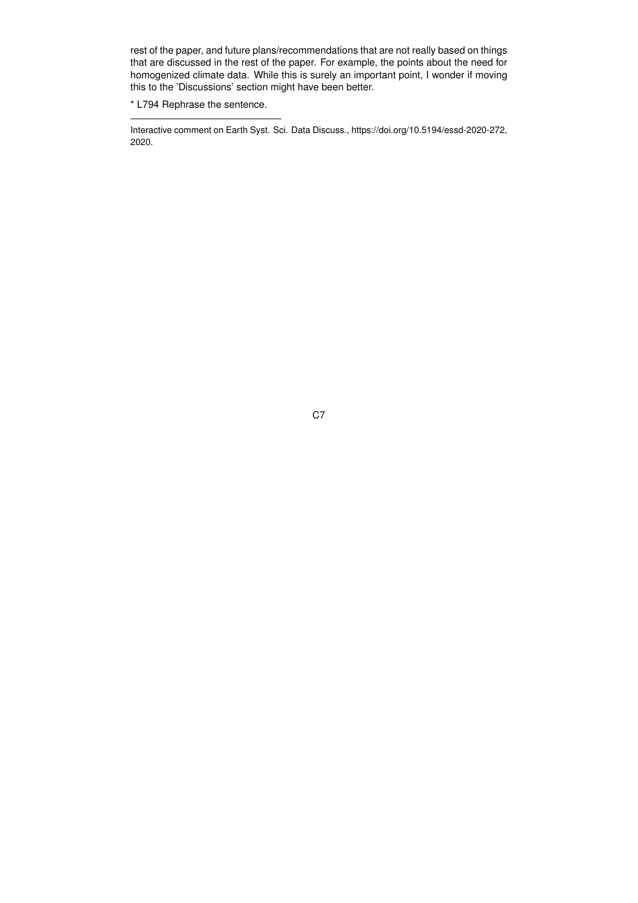rest of the paper, and future plans/recommendations that are not really based on things that are discussed in the rest of the paper. For example, the points about the need for homogenized climate data. While this is surely an important point, I wonder if moving this to the 'Discussions' section might have been better.

* L794 Rephrase the sentence.

---

Interactive comment on Earth Syst. Sci. Data Discuss., https://doi.org/10.5194/essd-2020-272, 2020.